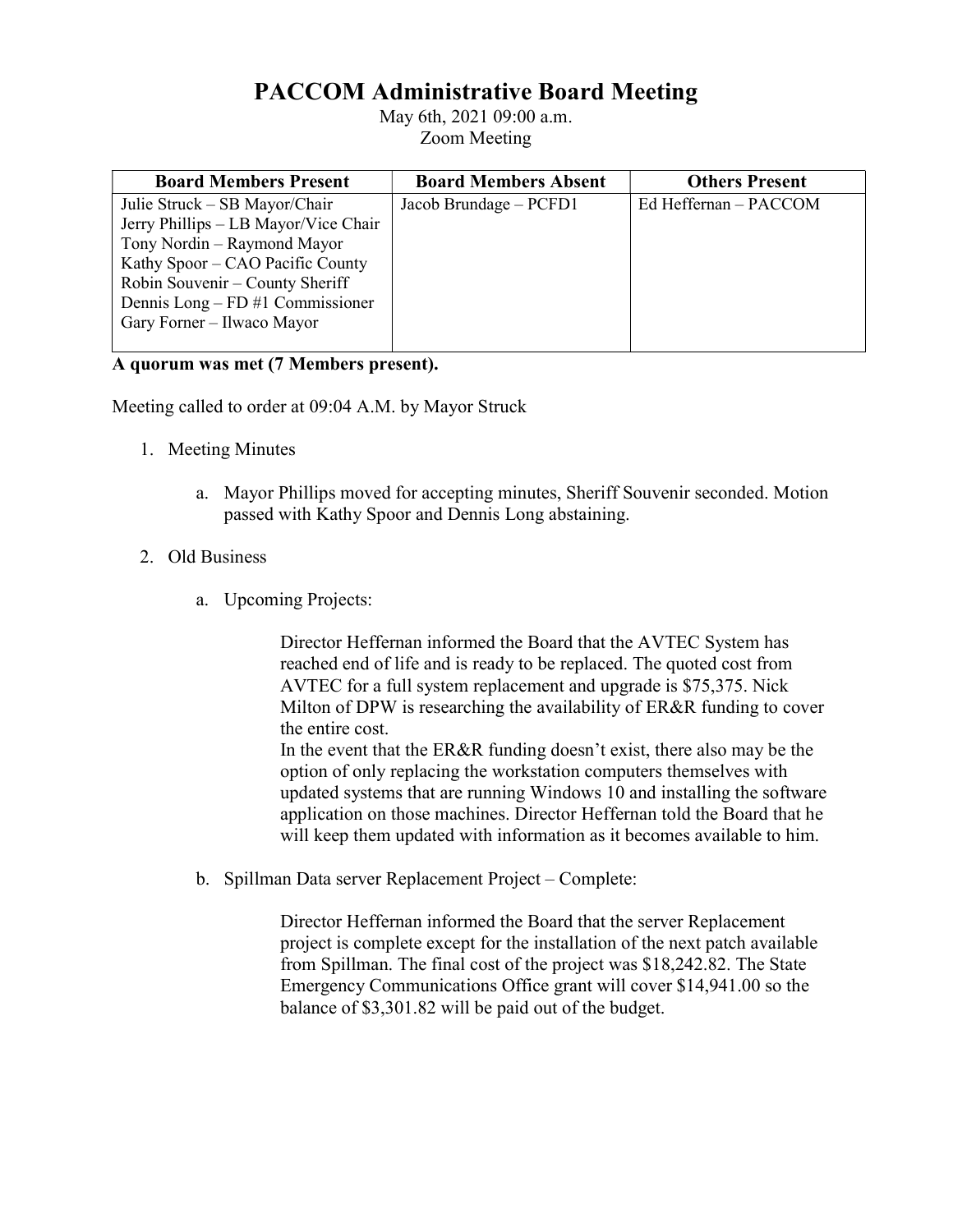# PACCOM Administrative Board Meeting

May 6th, 2021 09:00 a.m.
Zoom Meeting

| Board Members Present | Board Members Absent | Others Present |
|---|---|---|
| Julie Struck – SB Mayor/Chair<br>Jerry Phillips – LB Mayor/Vice Chair<br>Tony Nordin – Raymond Mayor<br>Kathy Spoor – CAO Pacific County<br>Robin Souvenir – County Sheriff<br>Dennis Long – FD #1 Commissioner<br>Gary Forner – Ilwaco Mayor | Jacob Brundage – PCFD1 | Ed Heffernan – PACCOM |

**A quorum was met (7 Members present).**

Meeting called to order at 09:04 A.M. by Mayor Struck

1. Meeting Minutes

   a. Mayor Phillips moved for accepting minutes, Sheriff Souvenir seconded. Motion passed with Kathy Spoor and Dennis Long abstaining.

2. Old Business

   a. Upcoming Projects:

      Director Heffernan informed the Board that the AVTEC System has reached end of life and is ready to be replaced. The quoted cost from AVTEC for a full system replacement and upgrade is $75,375. Nick Milton of DPW is researching the availability of ER&R funding to cover the entire cost.
      In the event that the ER&R funding doesn't exist, there also may be the option of only replacing the workstation computers themselves with updated systems that are running Windows 10 and installing the software application on those machines. Director Heffernan told the Board that he will keep them updated with information as it becomes available to him.

   b. Spillman Data server Replacement Project – Complete:

      Director Heffernan informed the Board that the server Replacement project is complete except for the installation of the next patch available from Spillman. The final cost of the project was $18,242.82. The State Emergency Communications Office grant will cover $14,941.00 so the balance of $3,301.82 will be paid out of the budget.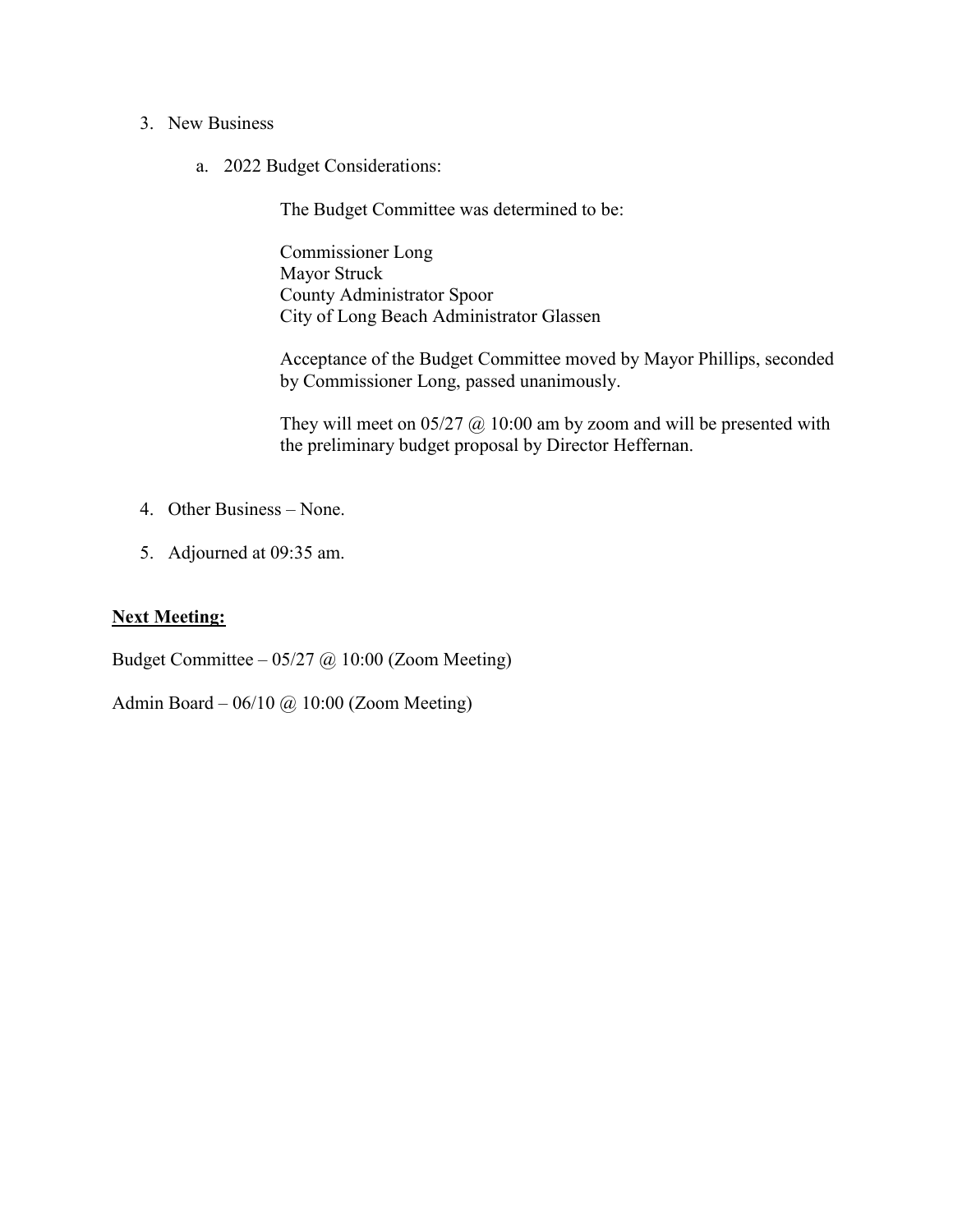3. New Business

    a. 2022 Budget Considerations:

        The Budget Committee was determined to be:

        Commissioner Long
        Mayor Struck
        County Administrator Spoor
        City of Long Beach Administrator Glassen

        Acceptance of the Budget Committee moved by Mayor Phillips, seconded by Commissioner Long, passed unanimously.

        They will meet on 05/27 @ 10:00 am by zoom and will be presented with the preliminary budget proposal by Director Heffernan.

4. Other Business – None.

5. Adjourned at 09:35 am.

**Next Meeting:**

Budget Committee – 05/27 @ 10:00 (Zoom Meeting)

Admin Board – 06/10 @ 10:00 (Zoom Meeting)